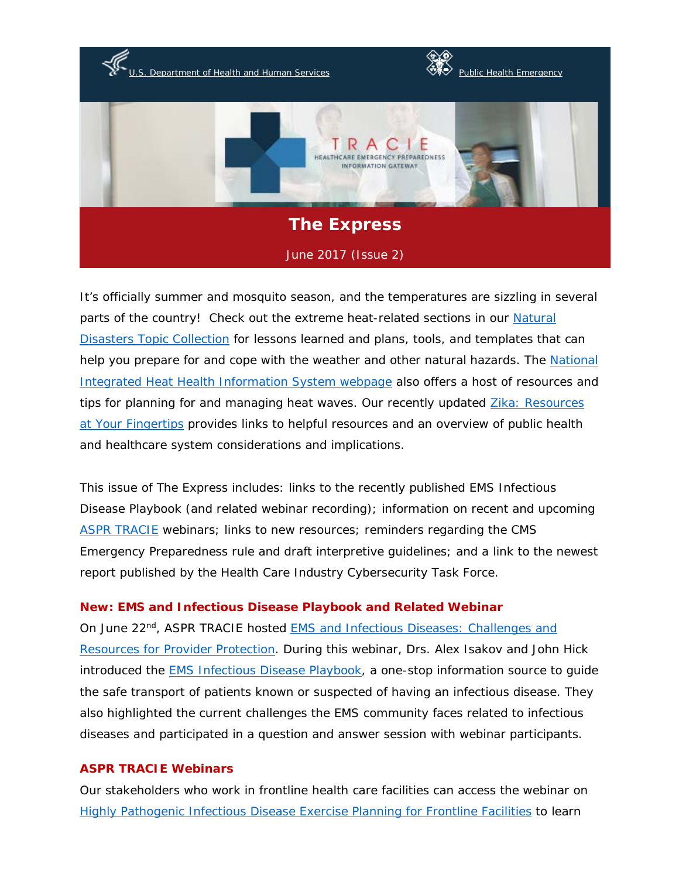U.S. Department of Health and Human Services | Public Health Emergency

TRACIE HEALTHCARE EMERGENCY PREPAREDNESS INFORMATION GATEWAY

# The Express

June 2017 (Issue 2)

It's officially summer and mosquito season, and the temperatures are sizzling in several parts of the country! Check out the extreme heat-related sections in our Natural Disasters Topic Collection for lessons learned and plans, tools, and templates that can help you prepare for and cope with the weather and other natural hazards. The National Integrated Heat Health Information System webpage also offers a host of resources and tips for planning for and managing heat waves. Our recently updated Zika: Resources at Your Fingertips provides links to helpful resources and an overview of public health and healthcare system considerations and implications.

This issue of The Express includes: links to the recently published EMS Infectious Disease Playbook (and related webinar recording); information on recent and upcoming ASPR TRACIE webinars; links to new resources; reminders regarding the CMS Emergency Preparedness rule and draft interpretive guidelines; and a link to the newest report published by the Health Care Industry Cybersecurity Task Force.

### New: EMS and Infectious Disease Playbook and Related Webinar

On June 22nd, ASPR TRACIE hosted EMS and Infectious Diseases: Challenges and Resources for Provider Protection. During this webinar, Drs. Alex Isakov and John Hick introduced the EMS Infectious Disease Playbook, a one-stop information source to guide the safe transport of patients known or suspected of having an infectious disease. They also highlighted the current challenges the EMS community faces related to infectious diseases and participated in a question and answer session with webinar participants.

### ASPR TRACIE Webinars

Our stakeholders who work in frontline health care facilities can access the webinar on Highly Pathogenic Infectious Disease Exercise Planning for Frontline Facilities to learn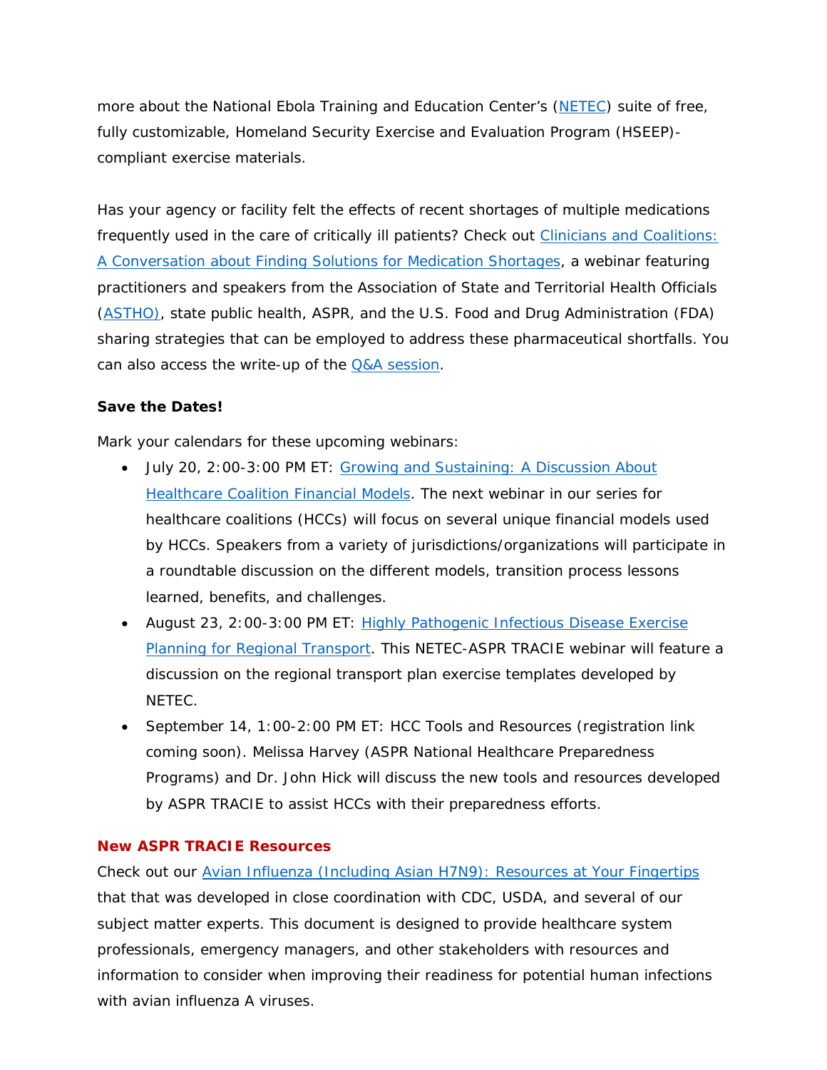more about the National Ebola Training and Education Center's (NETEC) suite of free, fully customizable, Homeland Security Exercise and Evaluation Program (HSEEP)-compliant exercise materials.

Has your agency or facility felt the effects of recent shortages of multiple medications frequently used in the care of critically ill patients? Check out Clinicians and Coalitions: A Conversation about Finding Solutions for Medication Shortages, a webinar featuring practitioners and speakers from the Association of State and Territorial Health Officials (ASTHO), state public health, ASPR, and the U.S. Food and Drug Administration (FDA) sharing strategies that can be employed to address these pharmaceutical shortfalls. You can also access the write-up of the Q&A session.

**Save the Dates!**

Mark your calendars for these upcoming webinars:

- July 20, 2:00-3:00 PM ET: Growing and Sustaining: A Discussion About Healthcare Coalition Financial Models. The next webinar in our series for healthcare coalitions (HCCs) will focus on several unique financial models used by HCCs. Speakers from a variety of jurisdictions/organizations will participate in a roundtable discussion on the different models, transition process lessons learned, benefits, and challenges.
- August 23, 2:00-3:00 PM ET: Highly Pathogenic Infectious Disease Exercise Planning for Regional Transport. This NETEC-ASPR TRACIE webinar will feature a discussion on the regional transport plan exercise templates developed by NETEC.
- September 14, 1:00-2:00 PM ET: HCC Tools and Resources (registration link coming soon). Melissa Harvey (ASPR National Healthcare Preparedness Programs) and Dr. John Hick will discuss the new tools and resources developed by ASPR TRACIE to assist HCCs with their preparedness efforts.

## New ASPR TRACIE Resources

Check out our Avian Influenza (Including Asian H7N9): Resources at Your Fingertips that that was developed in close coordination with CDC, USDA, and several of our subject matter experts. This document is designed to provide healthcare system professionals, emergency managers, and other stakeholders with resources and information to consider when improving their readiness for potential human infections with avian influenza A viruses.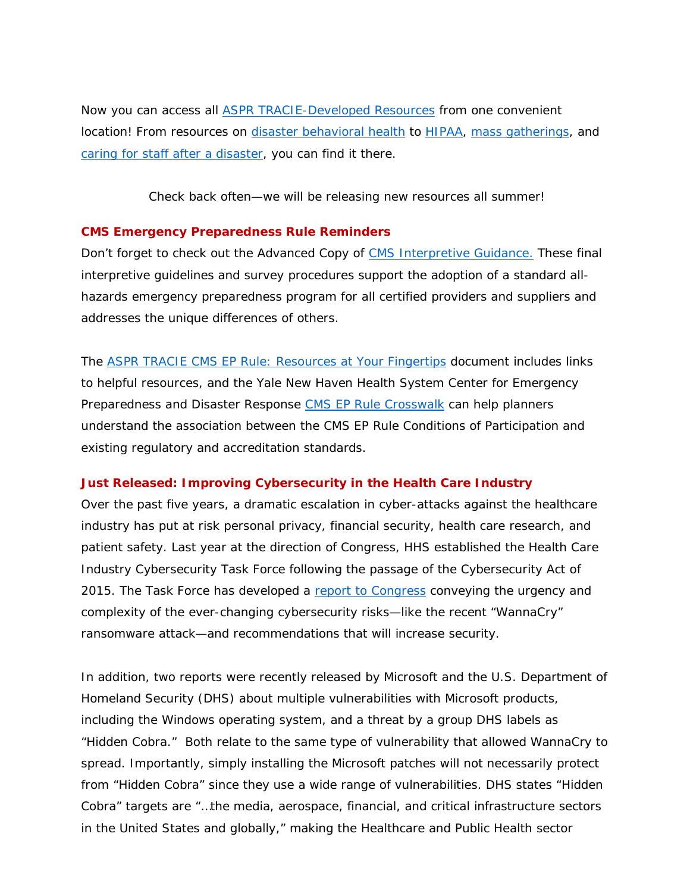Now you can access all ASPR TRACIE-Developed Resources from one convenient location! From resources on disaster behavioral health to HIPAA, mass gatherings, and caring for staff after a disaster, you can find it there.

Check back often—we will be releasing new resources all summer!

**CMS Emergency Preparedness Rule Reminders**

Don't forget to check out the Advanced Copy of CMS Interpretive Guidance. These final interpretive guidelines and survey procedures support the adoption of a standard all-hazards emergency preparedness program for all certified providers and suppliers and addresses the unique differences of others.

The ASPR TRACIE CMS EP Rule: Resources at Your Fingertips document includes links to helpful resources, and the Yale New Haven Health System Center for Emergency Preparedness and Disaster Response CMS EP Rule Crosswalk can help planners understand the association between the CMS EP Rule Conditions of Participation and existing regulatory and accreditation standards.

**Just Released: Improving Cybersecurity in the Health Care Industry**

Over the past five years, a dramatic escalation in cyber-attacks against the healthcare industry has put at risk personal privacy, financial security, health care research, and patient safety. Last year at the direction of Congress, HHS established the Health Care Industry Cybersecurity Task Force following the passage of the Cybersecurity Act of 2015. The Task Force has developed a report to Congress conveying the urgency and complexity of the ever-changing cybersecurity risks—like the recent "WannaCry" ransomware attack—and recommendations that will increase security.

In addition, two reports were recently released by Microsoft and the U.S. Department of Homeland Security (DHS) about multiple vulnerabilities with Microsoft products, including the Windows operating system, and a threat by a group DHS labels as "Hidden Cobra." Both relate to the same type of vulnerability that allowed WannaCry to spread. Importantly, simply installing the Microsoft patches will not necessarily protect from "Hidden Cobra" since they use a wide range of vulnerabilities. DHS states "Hidden Cobra" targets are "…the media, aerospace, financial, and critical infrastructure sectors in the United States and globally," making the Healthcare and Public Health sector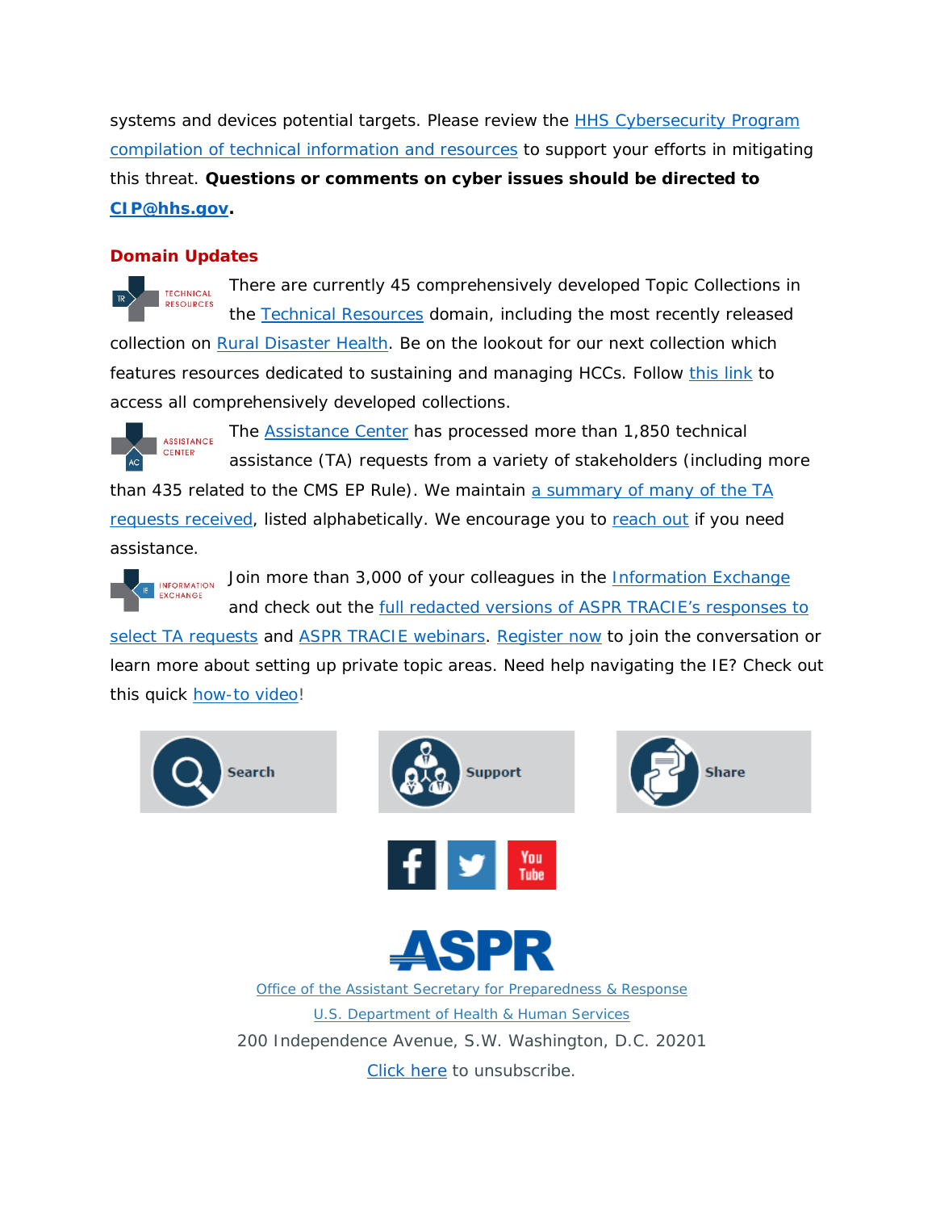systems and devices potential targets. Please review the HHS Cybersecurity Program compilation of technical information and resources to support your efforts in mitigating this threat. **Questions or comments on cyber issues should be directed to CIP@hhs.gov.**

## Domain Updates

There are currently 45 comprehensively developed Topic Collections in the Technical Resources domain, including the most recently released collection on Rural Disaster Health. Be on the lookout for our next collection which features resources dedicated to sustaining and managing HCCs. Follow this link to access all comprehensively developed collections.

The Assistance Center has processed more than 1,850 technical assistance (TA) requests from a variety of stakeholders (including more than 435 related to the CMS EP Rule). We maintain a summary of many of the TA requests received, listed alphabetically. We encourage you to reach out if you need assistance.

Join more than 3,000 of your colleagues in the Information Exchange and check out the full redacted versions of ASPR TRACIE's responses to select TA requests and ASPR TRACIE webinars. Register now to join the conversation or learn more about setting up private topic areas. Need help navigating the IE? Check out this quick how-to video!

Search

Support

Share

ASPR

Office of the Assistant Secretary for Preparedness & Response

U.S. Department of Health & Human Services

200 Independence Avenue, S.W. Washington, D.C. 20201

Click here to unsubscribe.